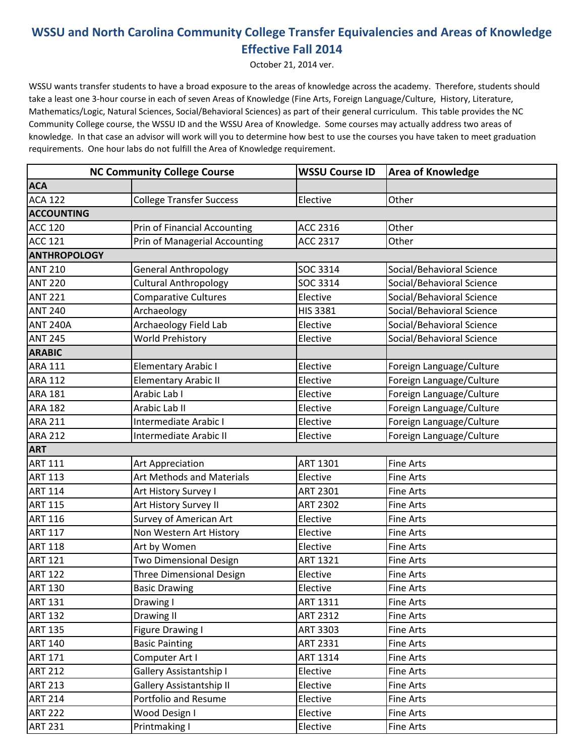# WSSU and North Carolina Community College Transfer Equivalencies and Areas of Knowledge Effective Fall 2014

October 21, 2014 ver.

WSSU wants transfer students to have a broad exposure to the areas of knowledge across the academy. Therefore, students should take a least one 3-hour course in each of seven Areas of Knowledge (Fine Arts, Foreign Language/Culture, History, Literature, Mathematics/Logic, Natural Sciences, Social/Behavioral Sciences) as part of their general curriculum. This table provides the NC Community College course, the WSSU ID and the WSSU Area of Knowledge. Some courses may actually address two areas of knowledge. In that case an advisor will work will you to determine how best to use the courses you have taken to meet graduation requirements. One hour labs do not fulfill the Area of Knowledge requirement.

| NC Community College Course | | WSSU Course ID | Area of Knowledge |
|---|---|---|---|
| **ACA** | | | |
| ACA 122 | College Transfer Success | Elective | Other |
| **ACCOUNTING** | | | |
| ACC 120 | Prin of Financial Accounting | ACC 2316 | Other |
| ACC 121 | Prin of Managerial Accounting | ACC 2317 | Other |
| **ANTHROPOLOGY** | | | |
| ANT 210 | General Anthropology | SOC 3314 | Social/Behavioral Science |
| ANT 220 | Cultural Anthropology | SOC 3314 | Social/Behavioral Science |
| ANT 221 | Comparative Cultures | Elective | Social/Behavioral Science |
| ANT 240 | Archaeology | HIS 3381 | Social/Behavioral Science |
| ANT 240A | Archaeology Field Lab | Elective | Social/Behavioral Science |
| ANT 245 | World Prehistory | Elective | Social/Behavioral Science |
| **ARABIC** | | | |
| ARA 111 | Elementary Arabic I | Elective | Foreign Language/Culture |
| ARA 112 | Elementary Arabic II | Elective | Foreign Language/Culture |
| ARA 181 | Arabic Lab I | Elective | Foreign Language/Culture |
| ARA 182 | Arabic Lab II | Elective | Foreign Language/Culture |
| ARA 211 | Intermediate Arabic I | Elective | Foreign Language/Culture |
| ARA 212 | Intermediate Arabic II | Elective | Foreign Language/Culture |
| **ART** | | | |
| ART 111 | Art Appreciation | ART 1301 | Fine Arts |
| ART 113 | Art Methods and Materials | Elective | Fine Arts |
| ART 114 | Art History Survey I | ART 2301 | Fine Arts |
| ART 115 | Art History Survey II | ART 2302 | Fine Arts |
| ART 116 | Survey of American Art | Elective | Fine Arts |
| ART 117 | Non Western Art History | Elective | Fine Arts |
| ART 118 | Art by Women | Elective | Fine Arts |
| ART 121 | Two Dimensional Design | ART 1321 | Fine Arts |
| ART 122 | Three Dimensional Design | Elective | Fine Arts |
| ART 130 | Basic Drawing | Elective | Fine Arts |
| ART 131 | Drawing I | ART 1311 | Fine Arts |
| ART 132 | Drawing II | ART 2312 | Fine Arts |
| ART 135 | Figure Drawing I | ART 3303 | Fine Arts |
| ART 140 | Basic Painting | ART 2331 | Fine Arts |
| ART 171 | Computer Art I | ART 1314 | Fine Arts |
| ART 212 | Gallery Assistantship I | Elective | Fine Arts |
| ART 213 | Gallery Assistantship II | Elective | Fine Arts |
| ART 214 | Portfolio and Resume | Elective | Fine Arts |
| ART 222 | Wood Design I | Elective | Fine Arts |
| ART 231 | Printmaking I | Elective | Fine Arts |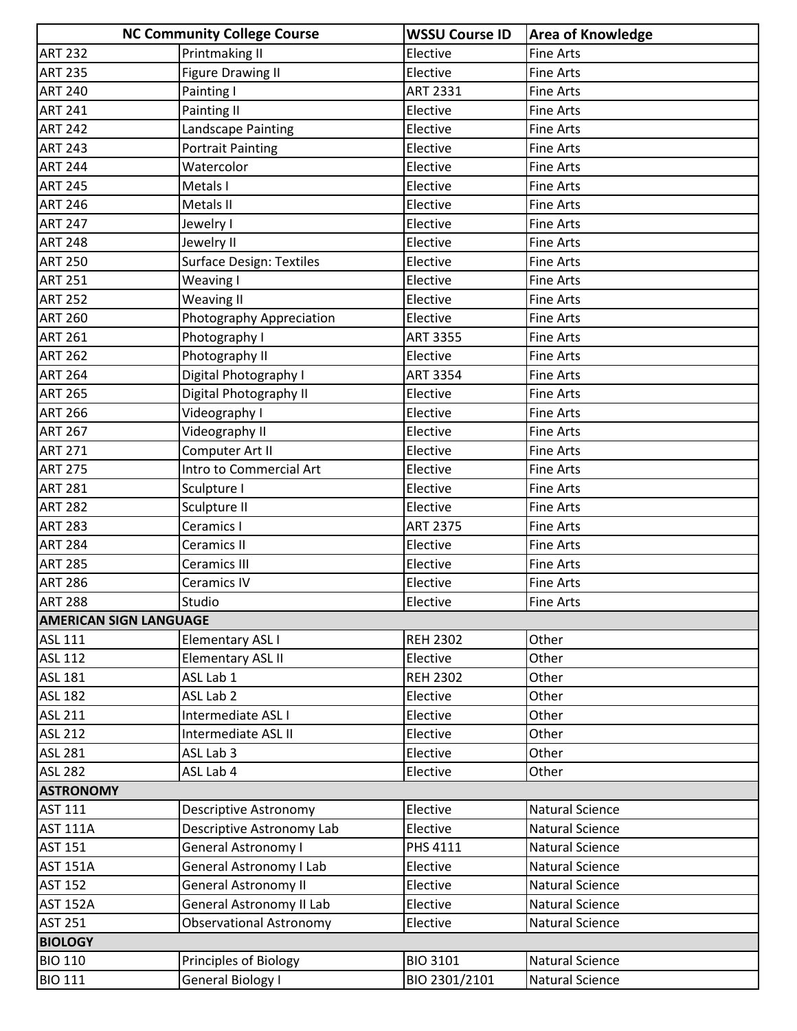| NC Community College Course | | WSSU Course ID | Area of Knowledge |
|---|---|---|---|
| ART 232 | Printmaking II | Elective | Fine Arts |
| ART 235 | Figure Drawing II | Elective | Fine Arts |
| ART 240 | Painting I | ART 2331 | Fine Arts |
| ART 241 | Painting II | Elective | Fine Arts |
| ART 242 | Landscape Painting | Elective | Fine Arts |
| ART 243 | Portrait Painting | Elective | Fine Arts |
| ART 244 | Watercolor | Elective | Fine Arts |
| ART 245 | Metals I | Elective | Fine Arts |
| ART 246 | Metals II | Elective | Fine Arts |
| ART 247 | Jewelry I | Elective | Fine Arts |
| ART 248 | Jewelry II | Elective | Fine Arts |
| ART 250 | Surface Design: Textiles | Elective | Fine Arts |
| ART 251 | Weaving I | Elective | Fine Arts |
| ART 252 | Weaving II | Elective | Fine Arts |
| ART 260 | Photography Appreciation | Elective | Fine Arts |
| ART 261 | Photography I | ART 3355 | Fine Arts |
| ART 262 | Photography II | Elective | Fine Arts |
| ART 264 | Digital Photography I | ART 3354 | Fine Arts |
| ART 265 | Digital Photography II | Elective | Fine Arts |
| ART 266 | Videography I | Elective | Fine Arts |
| ART 267 | Videography II | Elective | Fine Arts |
| ART 271 | Computer Art II | Elective | Fine Arts |
| ART 275 | Intro to Commercial Art | Elective | Fine Arts |
| ART 281 | Sculpture I | Elective | Fine Arts |
| ART 282 | Sculpture II | Elective | Fine Arts |
| ART 283 | Ceramics I | ART 2375 | Fine Arts |
| ART 284 | Ceramics II | Elective | Fine Arts |
| ART 285 | Ceramics III | Elective | Fine Arts |
| ART 286 | Ceramics IV | Elective | Fine Arts |
| ART 288 | Studio | Elective | Fine Arts |
| **AMERICAN SIGN LANGUAGE** | | | |
| ASL 111 | Elementary ASL I | REH 2302 | Other |
| ASL 112 | Elementary ASL II | Elective | Other |
| ASL 181 | ASL Lab 1 | REH 2302 | Other |
| ASL 182 | ASL Lab 2 | Elective | Other |
| ASL 211 | Intermediate ASL I | Elective | Other |
| ASL 212 | Intermediate ASL II | Elective | Other |
| ASL 281 | ASL Lab 3 | Elective | Other |
| ASL 282 | ASL Lab 4 | Elective | Other |
| **ASTRONOMY** | | | |
| AST 111 | Descriptive Astronomy | Elective | Natural Science |
| AST 111A | Descriptive Astronomy Lab | Elective | Natural Science |
| AST 151 | General Astronomy I | PHS 4111 | Natural Science |
| AST 151A | General Astronomy I Lab | Elective | Natural Science |
| AST 152 | General Astronomy II | Elective | Natural Science |
| AST 152A | General Astronomy II Lab | Elective | Natural Science |
| AST 251 | Observational Astronomy | Elective | Natural Science |
| **BIOLOGY** | | | |
| BIO 110 | Principles of Biology | BIO 3101 | Natural Science |
| BIO 111 | General Biology I | BIO 2301/2101 | Natural Science |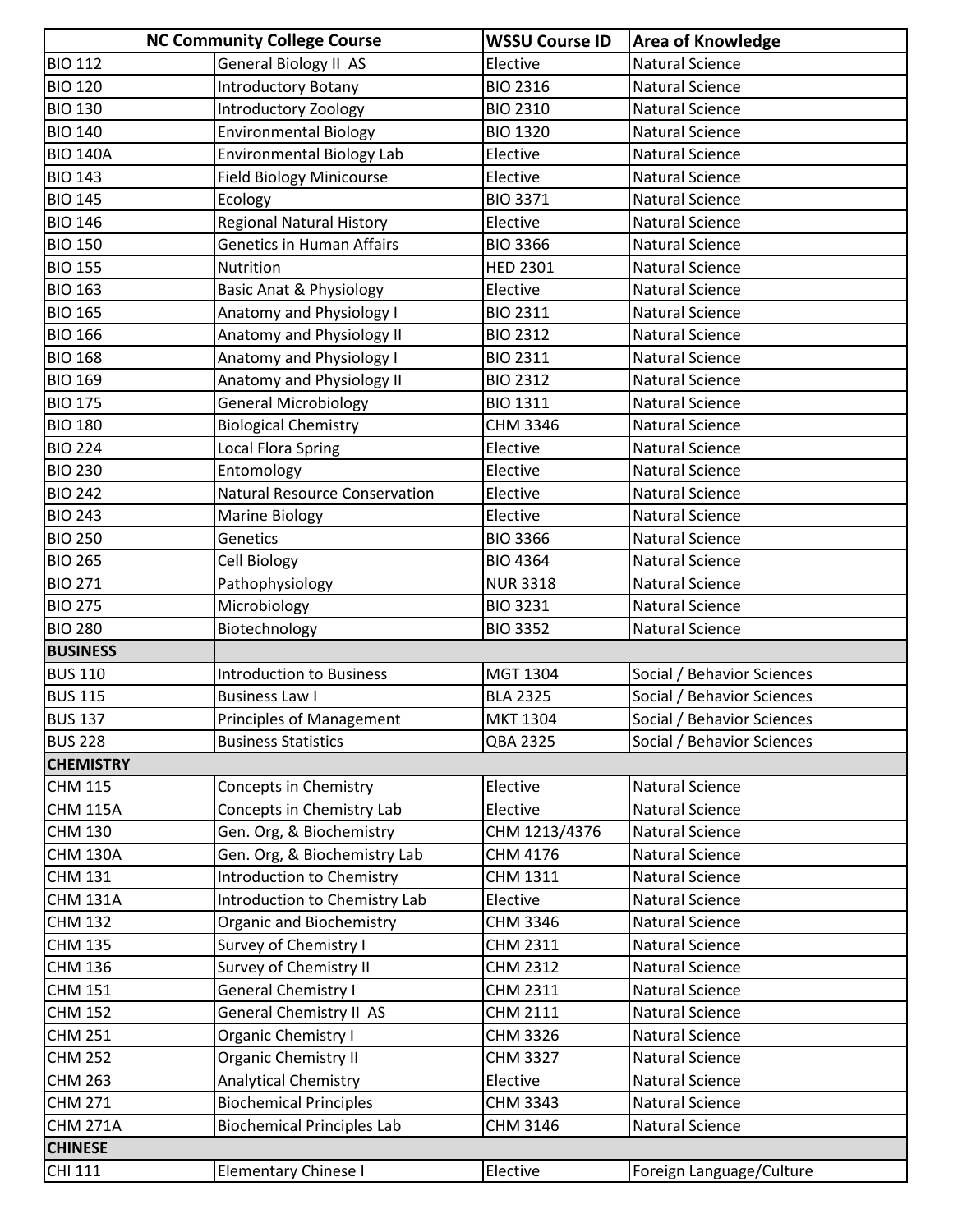| NC Community College Course | | WSSU Course ID | Area of Knowledge |
|---|---|---|---|
| BIO 112 | General Biology II AS | Elective | Natural Science |
| BIO 120 | Introductory Botany | BIO 2316 | Natural Science |
| BIO 130 | Introductory Zoology | BIO 2310 | Natural Science |
| BIO 140 | Environmental Biology | BIO 1320 | Natural Science |
| BIO 140A | Environmental Biology Lab | Elective | Natural Science |
| BIO 143 | Field Biology Minicourse | Elective | Natural Science |
| BIO 145 | Ecology | BIO 3371 | Natural Science |
| BIO 146 | Regional Natural History | Elective | Natural Science |
| BIO 150 | Genetics in Human Affairs | BIO 3366 | Natural Science |
| BIO 155 | Nutrition | HED 2301 | Natural Science |
| BIO 163 | Basic Anat & Physiology | Elective | Natural Science |
| BIO 165 | Anatomy and Physiology I | BIO 2311 | Natural Science |
| BIO 166 | Anatomy and Physiology II | BIO 2312 | Natural Science |
| BIO 168 | Anatomy and Physiology I | BIO 2311 | Natural Science |
| BIO 169 | Anatomy and Physiology II | BIO 2312 | Natural Science |
| BIO 175 | General Microbiology | BIO 1311 | Natural Science |
| BIO 180 | Biological Chemistry | CHM 3346 | Natural Science |
| BIO 224 | Local Flora Spring | Elective | Natural Science |
| BIO 230 | Entomology | Elective | Natural Science |
| BIO 242 | Natural Resource Conservation | Elective | Natural Science |
| BIO 243 | Marine Biology | Elective | Natural Science |
| BIO 250 | Genetics | BIO 3366 | Natural Science |
| BIO 265 | Cell Biology | BIO 4364 | Natural Science |
| BIO 271 | Pathophysiology | NUR 3318 | Natural Science |
| BIO 275 | Microbiology | BIO 3231 | Natural Science |
| BIO 280 | Biotechnology | BIO 3352 | Natural Science |
| **BUSINESS** | | | |
| BUS 110 | Introduction to Business | MGT 1304 | Social / Behavior Sciences |
| BUS 115 | Business Law I | BLA 2325 | Social / Behavior Sciences |
| BUS 137 | Principles of Management | MKT 1304 | Social / Behavior Sciences |
| BUS 228 | Business Statistics | QBA 2325 | Social / Behavior Sciences |
| **CHEMISTRY** | | | |
| CHM 115 | Concepts in Chemistry | Elective | Natural Science |
| CHM 115A | Concepts in Chemistry Lab | Elective | Natural Science |
| CHM 130 | Gen. Org, & Biochemistry | CHM 1213/4376 | Natural Science |
| CHM 130A | Gen. Org, & Biochemistry Lab | CHM 4176 | Natural Science |
| CHM 131 | Introduction to Chemistry | CHM 1311 | Natural Science |
| CHM 131A | Introduction to Chemistry Lab | Elective | Natural Science |
| CHM 132 | Organic and Biochemistry | CHM 3346 | Natural Science |
| CHM 135 | Survey of Chemistry I | CHM 2311 | Natural Science |
| CHM 136 | Survey of Chemistry II | CHM 2312 | Natural Science |
| CHM 151 | General Chemistry I | CHM 2311 | Natural Science |
| CHM 152 | General Chemistry II AS | CHM 2111 | Natural Science |
| CHM 251 | Organic Chemistry I | CHM 3326 | Natural Science |
| CHM 252 | Organic Chemistry II | CHM 3327 | Natural Science |
| CHM 263 | Analytical Chemistry | Elective | Natural Science |
| CHM 271 | Biochemical Principles | CHM 3343 | Natural Science |
| CHM 271A | Biochemical Principles Lab | CHM 3146 | Natural Science |
| **CHINESE** | | | |
| CHI 111 | Elementary Chinese I | Elective | Foreign Language/Culture |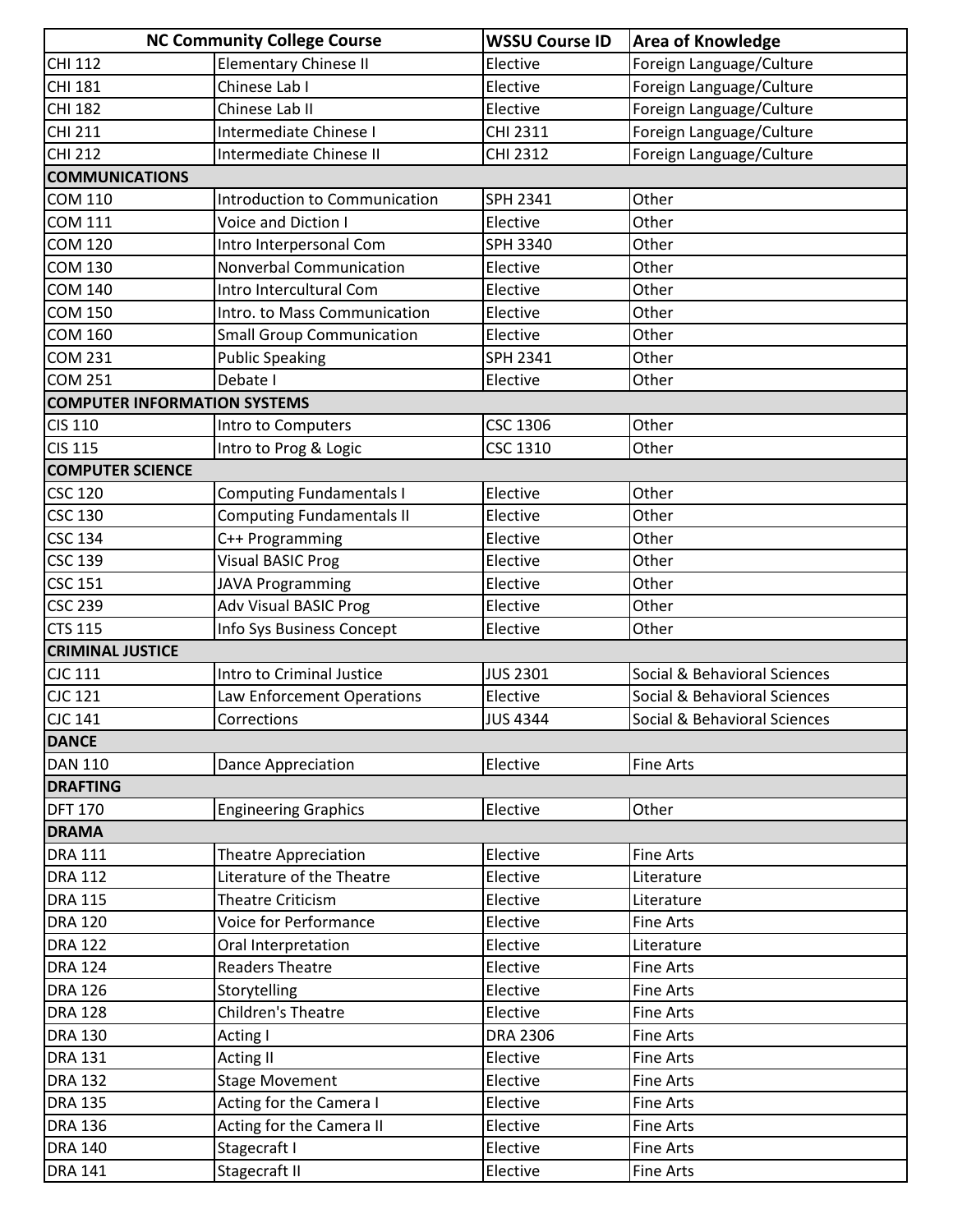| NC Community College Course | | WSSU Course ID | Area of Knowledge |
|---|---|---|---|
| CHI 112 | Elementary Chinese II | Elective | Foreign Language/Culture |
| CHI 181 | Chinese Lab I | Elective | Foreign Language/Culture |
| CHI 182 | Chinese Lab II | Elective | Foreign Language/Culture |
| CHI 211 | Intermediate Chinese I | CHI 2311 | Foreign Language/Culture |
| CHI 212 | Intermediate Chinese II | CHI 2312 | Foreign Language/Culture |
| **COMMUNICATIONS** | | | |
| COM 110 | Introduction to Communication | SPH 2341 | Other |
| COM 111 | Voice and Diction I | Elective | Other |
| COM 120 | Intro Interpersonal Com | SPH 3340 | Other |
| COM 130 | Nonverbal Communication | Elective | Other |
| COM 140 | Intro Intercultural Com | Elective | Other |
| COM 150 | Intro. to Mass Communication | Elective | Other |
| COM 160 | Small Group Communication | Elective | Other |
| COM 231 | Public Speaking | SPH 2341 | Other |
| COM 251 | Debate I | Elective | Other |
| **COMPUTER INFORMATION SYSTEMS** | | | |
| CIS 110 | Intro to Computers | CSC 1306 | Other |
| CIS 115 | Intro to Prog & Logic | CSC 1310 | Other |
| **COMPUTER SCIENCE** | | | |
| CSC 120 | Computing Fundamentals I | Elective | Other |
| CSC 130 | Computing Fundamentals II | Elective | Other |
| CSC 134 | C++ Programming | Elective | Other |
| CSC 139 | Visual BASIC Prog | Elective | Other |
| CSC 151 | JAVA Programming | Elective | Other |
| CSC 239 | Adv Visual BASIC Prog | Elective | Other |
| CTS 115 | Info Sys Business Concept | Elective | Other |
| **CRIMINAL JUSTICE** | | | |
| CJC 111 | Intro to Criminal Justice | JUS 2301 | Social & Behavioral Sciences |
| CJC 121 | Law Enforcement Operations | Elective | Social & Behavioral Sciences |
| CJC 141 | Corrections | JUS 4344 | Social & Behavioral Sciences |
| **DANCE** | | | |
| DAN 110 | Dance Appreciation | Elective | Fine Arts |
| **DRAFTING** | | | |
| DFT 170 | Engineering Graphics | Elective | Other |
| **DRAMA** | | | |
| DRA 111 | Theatre Appreciation | Elective | Fine Arts |
| DRA 112 | Literature of the Theatre | Elective | Literature |
| DRA 115 | Theatre Criticism | Elective | Literature |
| DRA 120 | Voice for Performance | Elective | Fine Arts |
| DRA 122 | Oral Interpretation | Elective | Literature |
| DRA 124 | Readers Theatre | Elective | Fine Arts |
| DRA 126 | Storytelling | Elective | Fine Arts |
| DRA 128 | Children's Theatre | Elective | Fine Arts |
| DRA 130 | Acting I | DRA 2306 | Fine Arts |
| DRA 131 | Acting II | Elective | Fine Arts |
| DRA 132 | Stage Movement | Elective | Fine Arts |
| DRA 135 | Acting for the Camera I | Elective | Fine Arts |
| DRA 136 | Acting for the Camera II | Elective | Fine Arts |
| DRA 140 | Stagecraft I | Elective | Fine Arts |
| DRA 141 | Stagecraft II | Elective | Fine Arts |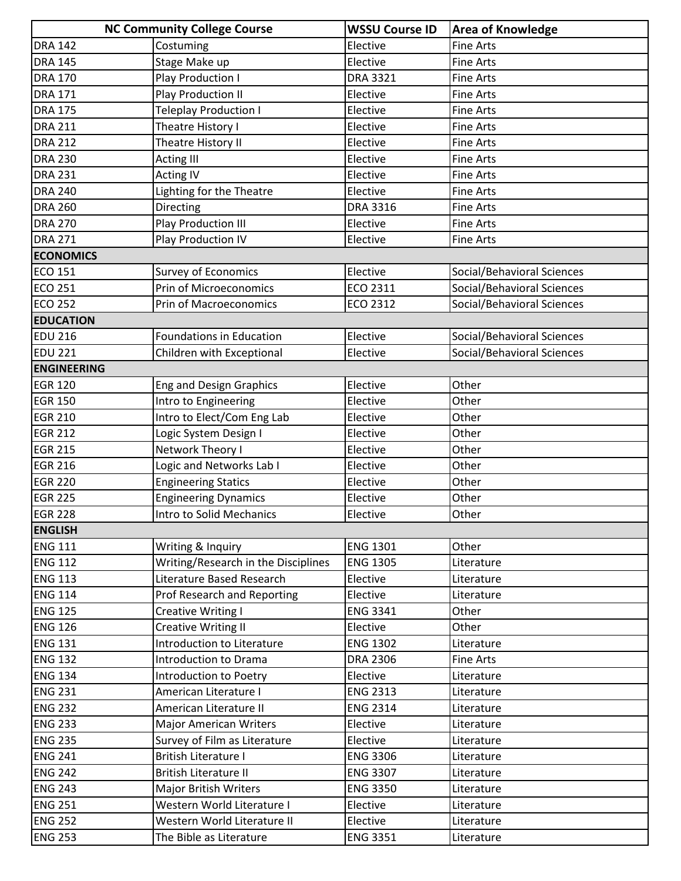| NC Community College Course | | WSSU Course ID | Area of Knowledge |
|---|---|---|---|
| DRA 142 | Costuming | Elective | Fine Arts |
| DRA 145 | Stage Make up | Elective | Fine Arts |
| DRA 170 | Play Production I | DRA 3321 | Fine Arts |
| DRA 171 | Play Production II | Elective | Fine Arts |
| DRA 175 | Teleplay Production I | Elective | Fine Arts |
| DRA 211 | Theatre History I | Elective | Fine Arts |
| DRA 212 | Theatre History II | Elective | Fine Arts |
| DRA 230 | Acting III | Elective | Fine Arts |
| DRA 231 | Acting IV | Elective | Fine Arts |
| DRA 240 | Lighting for the Theatre | Elective | Fine Arts |
| DRA 260 | Directing | DRA 3316 | Fine Arts |
| DRA 270 | Play Production III | Elective | Fine Arts |
| DRA 271 | Play Production IV | Elective | Fine Arts |
| **ECONOMICS** | | | |
| ECO 151 | Survey of Economics | Elective | Social/Behavioral Sciences |
| ECO 251 | Prin of Microeconomics | ECO 2311 | Social/Behavioral Sciences |
| ECO 252 | Prin of Macroeconomics | ECO 2312 | Social/Behavioral Sciences |
| **EDUCATION** | | | |
| EDU 216 | Foundations in Education | Elective | Social/Behavioral Sciences |
| EDU 221 | Children with Exceptional | Elective | Social/Behavioral Sciences |
| **ENGINEERING** | | | |
| EGR 120 | Eng and Design Graphics | Elective | Other |
| EGR 150 | Intro to Engineering | Elective | Other |
| EGR 210 | Intro to Elect/Com Eng Lab | Elective | Other |
| EGR 212 | Logic System Design I | Elective | Other |
| EGR 215 | Network Theory I | Elective | Other |
| EGR 216 | Logic and Networks Lab I | Elective | Other |
| EGR 220 | Engineering Statics | Elective | Other |
| EGR 225 | Engineering Dynamics | Elective | Other |
| EGR 228 | Intro to Solid Mechanics | Elective | Other |
| **ENGLISH** | | | |
| ENG 111 | Writing & Inquiry | ENG 1301 | Other |
| ENG 112 | Writing/Research in the Disciplines | ENG 1305 | Literature |
| ENG 113 | Literature Based Research | Elective | Literature |
| ENG 114 | Prof Research and Reporting | Elective | Literature |
| ENG 125 | Creative Writing I | ENG 3341 | Other |
| ENG 126 | Creative Writing II | Elective | Other |
| ENG 131 | Introduction to Literature | ENG 1302 | Literature |
| ENG 132 | Introduction to Drama | DRA 2306 | Fine Arts |
| ENG 134 | Introduction to Poetry | Elective | Literature |
| ENG 231 | American Literature I | ENG 2313 | Literature |
| ENG 232 | American Literature II | ENG 2314 | Literature |
| ENG 233 | Major American Writers | Elective | Literature |
| ENG 235 | Survey of Film as Literature | Elective | Literature |
| ENG 241 | British Literature I | ENG 3306 | Literature |
| ENG 242 | British Literature II | ENG 3307 | Literature |
| ENG 243 | Major British Writers | ENG 3350 | Literature |
| ENG 251 | Western World Literature I | Elective | Literature |
| ENG 252 | Western World Literature II | Elective | Literature |
| ENG 253 | The Bible as Literature | ENG 3351 | Literature |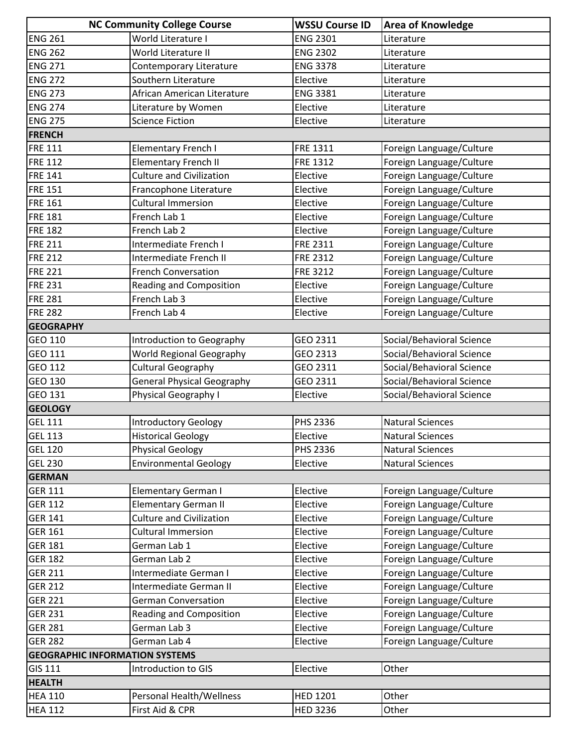| NC Community College Course | | WSSU Course ID | Area of Knowledge |
|---|---|---|---|
| ENG 261 | World Literature I | ENG 2301 | Literature |
| ENG 262 | World Literature II | ENG 2302 | Literature |
| ENG 271 | Contemporary Literature | ENG 3378 | Literature |
| ENG 272 | Southern Literature | Elective | Literature |
| ENG 273 | African American Literature | ENG 3381 | Literature |
| ENG 274 | Literature by Women | Elective | Literature |
| ENG 275 | Science Fiction | Elective | Literature |
| **FRENCH** | | | |
| FRE 111 | Elementary French I | FRE 1311 | Foreign Language/Culture |
| FRE 112 | Elementary French II | FRE 1312 | Foreign Language/Culture |
| FRE 141 | Culture and Civilization | Elective | Foreign Language/Culture |
| FRE 151 | Francophone Literature | Elective | Foreign Language/Culture |
| FRE 161 | Cultural Immersion | Elective | Foreign Language/Culture |
| FRE 181 | French Lab 1 | Elective | Foreign Language/Culture |
| FRE 182 | French Lab 2 | Elective | Foreign Language/Culture |
| FRE 211 | Intermediate French I | FRE 2311 | Foreign Language/Culture |
| FRE 212 | Intermediate French II | FRE 2312 | Foreign Language/Culture |
| FRE 221 | French Conversation | FRE 3212 | Foreign Language/Culture |
| FRE 231 | Reading and Composition | Elective | Foreign Language/Culture |
| FRE 281 | French Lab 3 | Elective | Foreign Language/Culture |
| FRE 282 | French Lab 4 | Elective | Foreign Language/Culture |
| **GEOGRAPHY** | | | |
| GEO 110 | Introduction to Geography | GEO 2311 | Social/Behavioral Science |
| GEO 111 | World Regional Geography | GEO 2313 | Social/Behavioral Science |
| GEO 112 | Cultural Geography | GEO 2311 | Social/Behavioral Science |
| GEO 130 | General Physical Geography | GEO 2311 | Social/Behavioral Science |
| GEO 131 | Physical Geography I | Elective | Social/Behavioral Science |
| **GEOLOGY** | | | |
| GEL 111 | Introductory Geology | PHS 2336 | Natural Sciences |
| GEL 113 | Historical Geology | Elective | Natural Sciences |
| GEL 120 | Physical Geology | PHS 2336 | Natural Sciences |
| GEL 230 | Environmental Geology | Elective | Natural Sciences |
| **GERMAN** | | | |
| GER 111 | Elementary German I | Elective | Foreign Language/Culture |
| GER 112 | Elementary German II | Elective | Foreign Language/Culture |
| GER 141 | Culture and Civilization | Elective | Foreign Language/Culture |
| GER 161 | Cultural Immersion | Elective | Foreign Language/Culture |
| GER 181 | German Lab 1 | Elective | Foreign Language/Culture |
| GER 182 | German Lab 2 | Elective | Foreign Language/Culture |
| GER 211 | Intermediate German I | Elective | Foreign Language/Culture |
| GER 212 | Intermediate German II | Elective | Foreign Language/Culture |
| GER 221 | German Conversation | Elective | Foreign Language/Culture |
| GER 231 | Reading and Composition | Elective | Foreign Language/Culture |
| GER 281 | German Lab 3 | Elective | Foreign Language/Culture |
| GER 282 | German Lab 4 | Elective | Foreign Language/Culture |
| **GEOGRAPHIC INFORMATION SYSTEMS** | | | |
| GIS 111 | Introduction to GIS | Elective | Other |
| **HEALTH** | | | |
| HEA 110 | Personal Health/Wellness | HED 1201 | Other |
| HEA 112 | First Aid & CPR | HED 3236 | Other |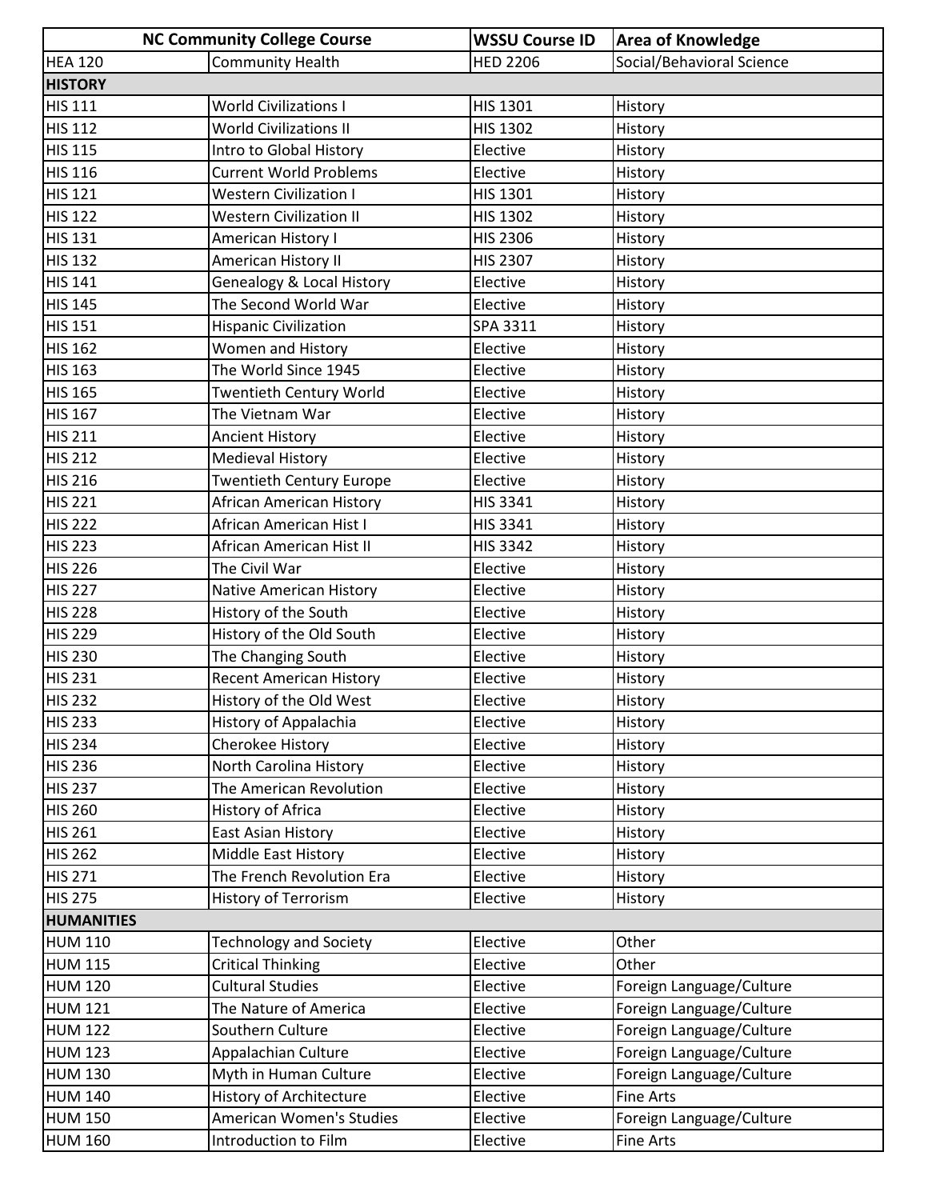| NC Community College Course | | WSSU Course ID | Area of Knowledge |
|---|---|---|---|
| HEA 120 | Community Health | HED 2206 | Social/Behavioral Science |
| **HISTORY** | | | |
| HIS 111 | World Civilizations I | HIS 1301 | History |
| HIS 112 | World Civilizations II | HIS 1302 | History |
| HIS 115 | Intro to Global History | Elective | History |
| HIS 116 | Current World Problems | Elective | History |
| HIS 121 | Western Civilization I | HIS 1301 | History |
| HIS 122 | Western Civilization II | HIS 1302 | History |
| HIS 131 | American History I | HIS 2306 | History |
| HIS 132 | American History II | HIS 2307 | History |
| HIS 141 | Genealogy & Local History | Elective | History |
| HIS 145 | The Second World War | Elective | History |
| HIS 151 | Hispanic Civilization | SPA 3311 | History |
| HIS 162 | Women and History | Elective | History |
| HIS 163 | The World Since 1945 | Elective | History |
| HIS 165 | Twentieth Century World | Elective | History |
| HIS 167 | The Vietnam War | Elective | History |
| HIS 211 | Ancient History | Elective | History |
| HIS 212 | Medieval History | Elective | History |
| HIS 216 | Twentieth Century Europe | Elective | History |
| HIS 221 | African American History | HIS 3341 | History |
| HIS 222 | African American Hist I | HIS 3341 | History |
| HIS 223 | African American Hist II | HIS 3342 | History |
| HIS 226 | The Civil War | Elective | History |
| HIS 227 | Native American History | Elective | History |
| HIS 228 | History of the South | Elective | History |
| HIS 229 | History of the Old South | Elective | History |
| HIS 230 | The Changing South | Elective | History |
| HIS 231 | Recent American History | Elective | History |
| HIS 232 | History of the Old West | Elective | History |
| HIS 233 | History of Appalachia | Elective | History |
| HIS 234 | Cherokee History | Elective | History |
| HIS 236 | North Carolina History | Elective | History |
| HIS 237 | The American Revolution | Elective | History |
| HIS 260 | History of Africa | Elective | History |
| HIS 261 | East Asian History | Elective | History |
| HIS 262 | Middle East History | Elective | History |
| HIS 271 | The French Revolution Era | Elective | History |
| HIS 275 | History of Terrorism | Elective | History |
| **HUMANITIES** | | | |
| HUM 110 | Technology and Society | Elective | Other |
| HUM 115 | Critical Thinking | Elective | Other |
| HUM 120 | Cultural Studies | Elective | Foreign Language/Culture |
| HUM 121 | The Nature of America | Elective | Foreign Language/Culture |
| HUM 122 | Southern Culture | Elective | Foreign Language/Culture |
| HUM 123 | Appalachian Culture | Elective | Foreign Language/Culture |
| HUM 130 | Myth in Human Culture | Elective | Foreign Language/Culture |
| HUM 140 | History of Architecture | Elective | Fine Arts |
| HUM 150 | American Women's Studies | Elective | Foreign Language/Culture |
| HUM 160 | Introduction to Film | Elective | Fine Arts |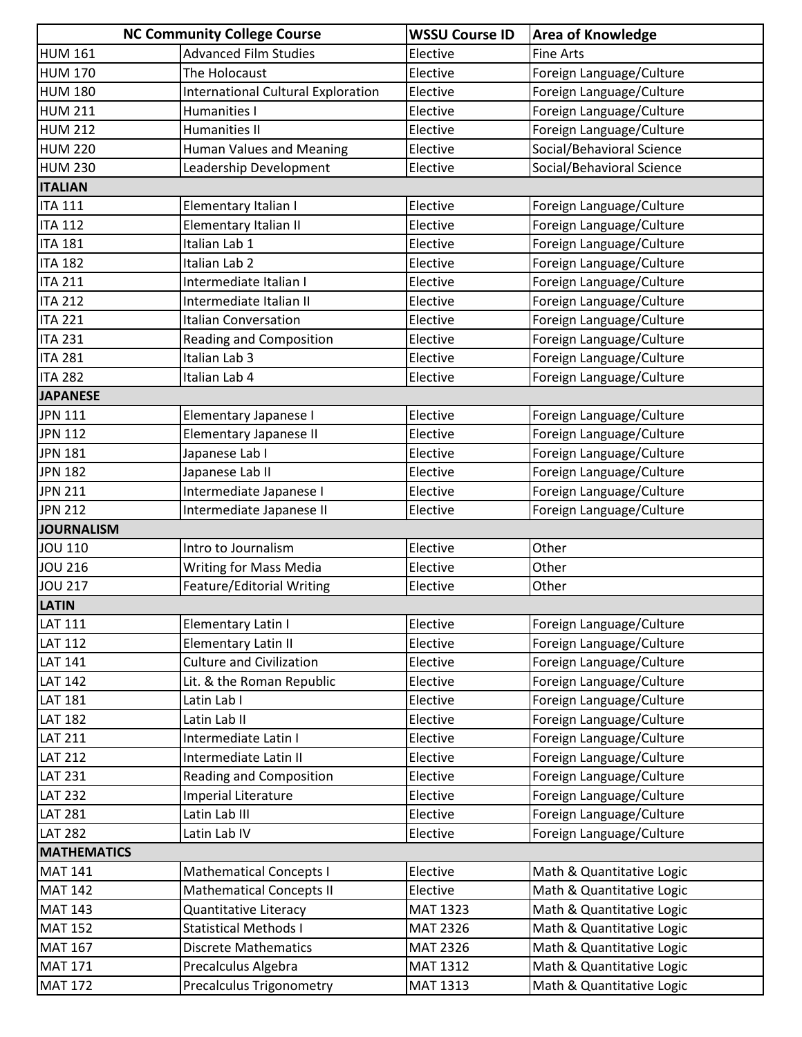| NC Community College Course | | WSSU Course ID | Area of Knowledge |
|---|---|---|---|
| HUM 161 | Advanced Film Studies | Elective | Fine Arts |
| HUM 170 | The Holocaust | Elective | Foreign Language/Culture |
| HUM 180 | International Cultural Exploration | Elective | Foreign Language/Culture |
| HUM 211 | Humanities I | Elective | Foreign Language/Culture |
| HUM 212 | Humanities II | Elective | Foreign Language/Culture |
| HUM 220 | Human Values and Meaning | Elective | Social/Behavioral Science |
| HUM 230 | Leadership Development | Elective | Social/Behavioral Science |
| **ITALIAN** | | | |
| ITA 111 | Elementary Italian I | Elective | Foreign Language/Culture |
| ITA 112 | Elementary Italian II | Elective | Foreign Language/Culture |
| ITA 181 | Italian Lab 1 | Elective | Foreign Language/Culture |
| ITA 182 | Italian Lab 2 | Elective | Foreign Language/Culture |
| ITA 211 | Intermediate Italian I | Elective | Foreign Language/Culture |
| ITA 212 | Intermediate Italian II | Elective | Foreign Language/Culture |
| ITA 221 | Italian Conversation | Elective | Foreign Language/Culture |
| ITA 231 | Reading and Composition | Elective | Foreign Language/Culture |
| ITA 281 | Italian Lab 3 | Elective | Foreign Language/Culture |
| ITA 282 | Italian Lab 4 | Elective | Foreign Language/Culture |
| **JAPANESE** | | | |
| JPN 111 | Elementary Japanese I | Elective | Foreign Language/Culture |
| JPN 112 | Elementary Japanese II | Elective | Foreign Language/Culture |
| JPN 181 | Japanese Lab I | Elective | Foreign Language/Culture |
| JPN 182 | Japanese Lab II | Elective | Foreign Language/Culture |
| JPN 211 | Intermediate Japanese I | Elective | Foreign Language/Culture |
| JPN 212 | Intermediate Japanese II | Elective | Foreign Language/Culture |
| **JOURNALISM** | | | |
| JOU 110 | Intro to Journalism | Elective | Other |
| JOU 216 | Writing for Mass Media | Elective | Other |
| JOU 217 | Feature/Editorial Writing | Elective | Other |
| **LATIN** | | | |
| LAT 111 | Elementary Latin I | Elective | Foreign Language/Culture |
| LAT 112 | Elementary Latin II | Elective | Foreign Language/Culture |
| LAT 141 | Culture and Civilization | Elective | Foreign Language/Culture |
| LAT 142 | Lit. & the Roman Republic | Elective | Foreign Language/Culture |
| LAT 181 | Latin Lab I | Elective | Foreign Language/Culture |
| LAT 182 | Latin Lab II | Elective | Foreign Language/Culture |
| LAT 211 | Intermediate Latin I | Elective | Foreign Language/Culture |
| LAT 212 | Intermediate Latin II | Elective | Foreign Language/Culture |
| LAT 231 | Reading and Composition | Elective | Foreign Language/Culture |
| LAT 232 | Imperial Literature | Elective | Foreign Language/Culture |
| LAT 281 | Latin Lab III | Elective | Foreign Language/Culture |
| LAT 282 | Latin Lab IV | Elective | Foreign Language/Culture |
| **MATHEMATICS** | | | |
| MAT 141 | Mathematical Concepts I | Elective | Math & Quantitative Logic |
| MAT 142 | Mathematical Concepts II | Elective | Math & Quantitative Logic |
| MAT 143 | Quantitative Literacy | MAT 1323 | Math & Quantitative Logic |
| MAT 152 | Statistical Methods I | MAT 2326 | Math & Quantitative Logic |
| MAT 167 | Discrete Mathematics | MAT 2326 | Math & Quantitative Logic |
| MAT 171 | Precalculus Algebra | MAT 1312 | Math & Quantitative Logic |
| MAT 172 | Precalculus Trigonometry | MAT 1313 | Math & Quantitative Logic |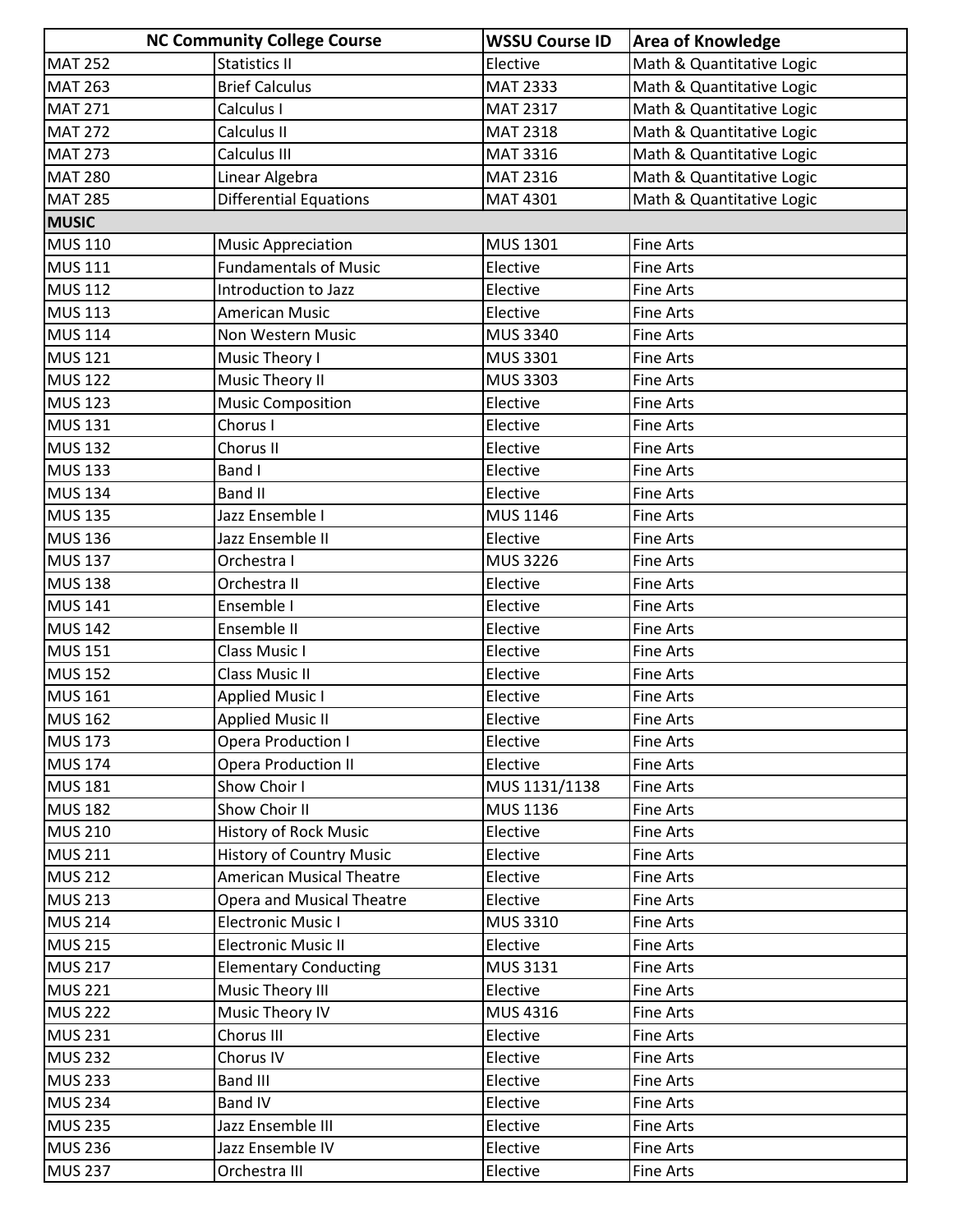| NC Community College Course | | WSSU Course ID | Area of Knowledge |
|---|---|---|---|
| MAT 252 | Statistics II | Elective | Math & Quantitative Logic |
| MAT 263 | Brief Calculus | MAT 2333 | Math & Quantitative Logic |
| MAT 271 | Calculus I | MAT 2317 | Math & Quantitative Logic |
| MAT 272 | Calculus II | MAT 2318 | Math & Quantitative Logic |
| MAT 273 | Calculus III | MAT 3316 | Math & Quantitative Logic |
| MAT 280 | Linear Algebra | MAT 2316 | Math & Quantitative Logic |
| MAT 285 | Differential Equations | MAT 4301 | Math & Quantitative Logic |
| **MUSIC** | | | |
| MUS 110 | Music Appreciation | MUS 1301 | Fine Arts |
| MUS 111 | Fundamentals of Music | Elective | Fine Arts |
| MUS 112 | Introduction to Jazz | Elective | Fine Arts |
| MUS 113 | American Music | Elective | Fine Arts |
| MUS 114 | Non Western Music | MUS 3340 | Fine Arts |
| MUS 121 | Music Theory I | MUS 3301 | Fine Arts |
| MUS 122 | Music Theory II | MUS 3303 | Fine Arts |
| MUS 123 | Music Composition | Elective | Fine Arts |
| MUS 131 | Chorus I | Elective | Fine Arts |
| MUS 132 | Chorus II | Elective | Fine Arts |
| MUS 133 | Band I | Elective | Fine Arts |
| MUS 134 | Band II | Elective | Fine Arts |
| MUS 135 | Jazz Ensemble I | MUS 1146 | Fine Arts |
| MUS 136 | Jazz Ensemble II | Elective | Fine Arts |
| MUS 137 | Orchestra I | MUS 3226 | Fine Arts |
| MUS 138 | Orchestra II | Elective | Fine Arts |
| MUS 141 | Ensemble I | Elective | Fine Arts |
| MUS 142 | Ensemble II | Elective | Fine Arts |
| MUS 151 | Class Music I | Elective | Fine Arts |
| MUS 152 | Class Music II | Elective | Fine Arts |
| MUS 161 | Applied Music I | Elective | Fine Arts |
| MUS 162 | Applied Music II | Elective | Fine Arts |
| MUS 173 | Opera Production I | Elective | Fine Arts |
| MUS 174 | Opera Production II | Elective | Fine Arts |
| MUS 181 | Show Choir I | MUS 1131/1138 | Fine Arts |
| MUS 182 | Show Choir II | MUS 1136 | Fine Arts |
| MUS 210 | History of Rock Music | Elective | Fine Arts |
| MUS 211 | History of Country Music | Elective | Fine Arts |
| MUS 212 | American Musical Theatre | Elective | Fine Arts |
| MUS 213 | Opera and Musical Theatre | Elective | Fine Arts |
| MUS 214 | Electronic Music I | MUS 3310 | Fine Arts |
| MUS 215 | Electronic Music II | Elective | Fine Arts |
| MUS 217 | Elementary Conducting | MUS 3131 | Fine Arts |
| MUS 221 | Music Theory III | Elective | Fine Arts |
| MUS 222 | Music Theory IV | MUS 4316 | Fine Arts |
| MUS 231 | Chorus III | Elective | Fine Arts |
| MUS 232 | Chorus IV | Elective | Fine Arts |
| MUS 233 | Band III | Elective | Fine Arts |
| MUS 234 | Band IV | Elective | Fine Arts |
| MUS 235 | Jazz Ensemble III | Elective | Fine Arts |
| MUS 236 | Jazz Ensemble IV | Elective | Fine Arts |
| MUS 237 | Orchestra III | Elective | Fine Arts |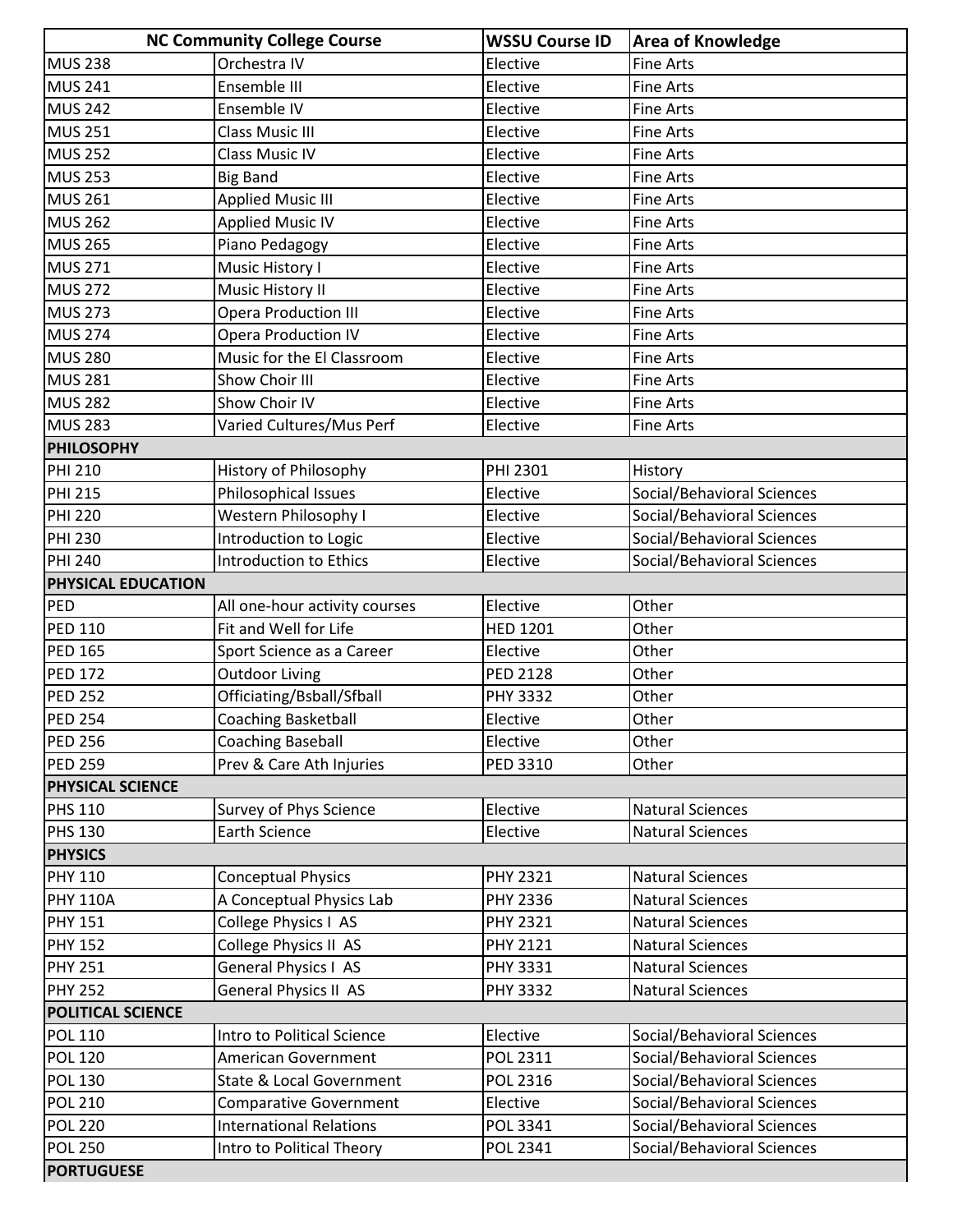| NC Community College Course | | WSSU Course ID | Area of Knowledge |
|---|---|---|---|
| MUS 238 | Orchestra IV | Elective | Fine Arts |
| MUS 241 | Ensemble III | Elective | Fine Arts |
| MUS 242 | Ensemble IV | Elective | Fine Arts |
| MUS 251 | Class Music III | Elective | Fine Arts |
| MUS 252 | Class Music IV | Elective | Fine Arts |
| MUS 253 | Big Band | Elective | Fine Arts |
| MUS 261 | Applied Music III | Elective | Fine Arts |
| MUS 262 | Applied Music IV | Elective | Fine Arts |
| MUS 265 | Piano Pedagogy | Elective | Fine Arts |
| MUS 271 | Music History I | Elective | Fine Arts |
| MUS 272 | Music History II | Elective | Fine Arts |
| MUS 273 | Opera Production III | Elective | Fine Arts |
| MUS 274 | Opera Production IV | Elective | Fine Arts |
| MUS 280 | Music for the El Classroom | Elective | Fine Arts |
| MUS 281 | Show Choir III | Elective | Fine Arts |
| MUS 282 | Show Choir IV | Elective | Fine Arts |
| MUS 283 | Varied Cultures/Mus Perf | Elective | Fine Arts |
| **PHILOSOPHY** | | | |
| PHI 210 | History of Philosophy | PHI 2301 | History |
| PHI 215 | Philosophical Issues | Elective | Social/Behavioral Sciences |
| PHI 220 | Western Philosophy I | Elective | Social/Behavioral Sciences |
| PHI 230 | Introduction to Logic | Elective | Social/Behavioral Sciences |
| PHI 240 | Introduction to Ethics | Elective | Social/Behavioral Sciences |
| **PHYSICAL EDUCATION** | | | |
| PED | All one-hour activity courses | Elective | Other |
| PED 110 | Fit and Well for Life | HED 1201 | Other |
| PED 165 | Sport Science as a Career | Elective | Other |
| PED 172 | Outdoor Living | PED 2128 | Other |
| PED 252 | Officiating/Bsball/Sfball | PHY 3332 | Other |
| PED 254 | Coaching Basketball | Elective | Other |
| PED 256 | Coaching Baseball | Elective | Other |
| PED 259 | Prev & Care Ath Injuries | PED 3310 | Other |
| **PHYSICAL SCIENCE** | | | |
| PHS 110 | Survey of Phys Science | Elective | Natural Sciences |
| PHS 130 | Earth Science | Elective | Natural Sciences |
| **PHYSICS** | | | |
| PHY 110 | Conceptual Physics | PHY 2321 | Natural Sciences |
| PHY 110A | A Conceptual Physics Lab | PHY 2336 | Natural Sciences |
| PHY 151 | College Physics I AS | PHY 2321 | Natural Sciences |
| PHY 152 | College Physics II AS | PHY 2121 | Natural Sciences |
| PHY 251 | General Physics I AS | PHY 3331 | Natural Sciences |
| PHY 252 | General Physics II AS | PHY 3332 | Natural Sciences |
| **POLITICAL SCIENCE** | | | |
| POL 110 | Intro to Political Science | Elective | Social/Behavioral Sciences |
| POL 120 | American Government | POL 2311 | Social/Behavioral Sciences |
| POL 130 | State & Local Government | POL 2316 | Social/Behavioral Sciences |
| POL 210 | Comparative Government | Elective | Social/Behavioral Sciences |
| POL 220 | International Relations | POL 3341 | Social/Behavioral Sciences |
| POL 250 | Intro to Political Theory | POL 2341 | Social/Behavioral Sciences |
| **PORTUGUESE** | | | |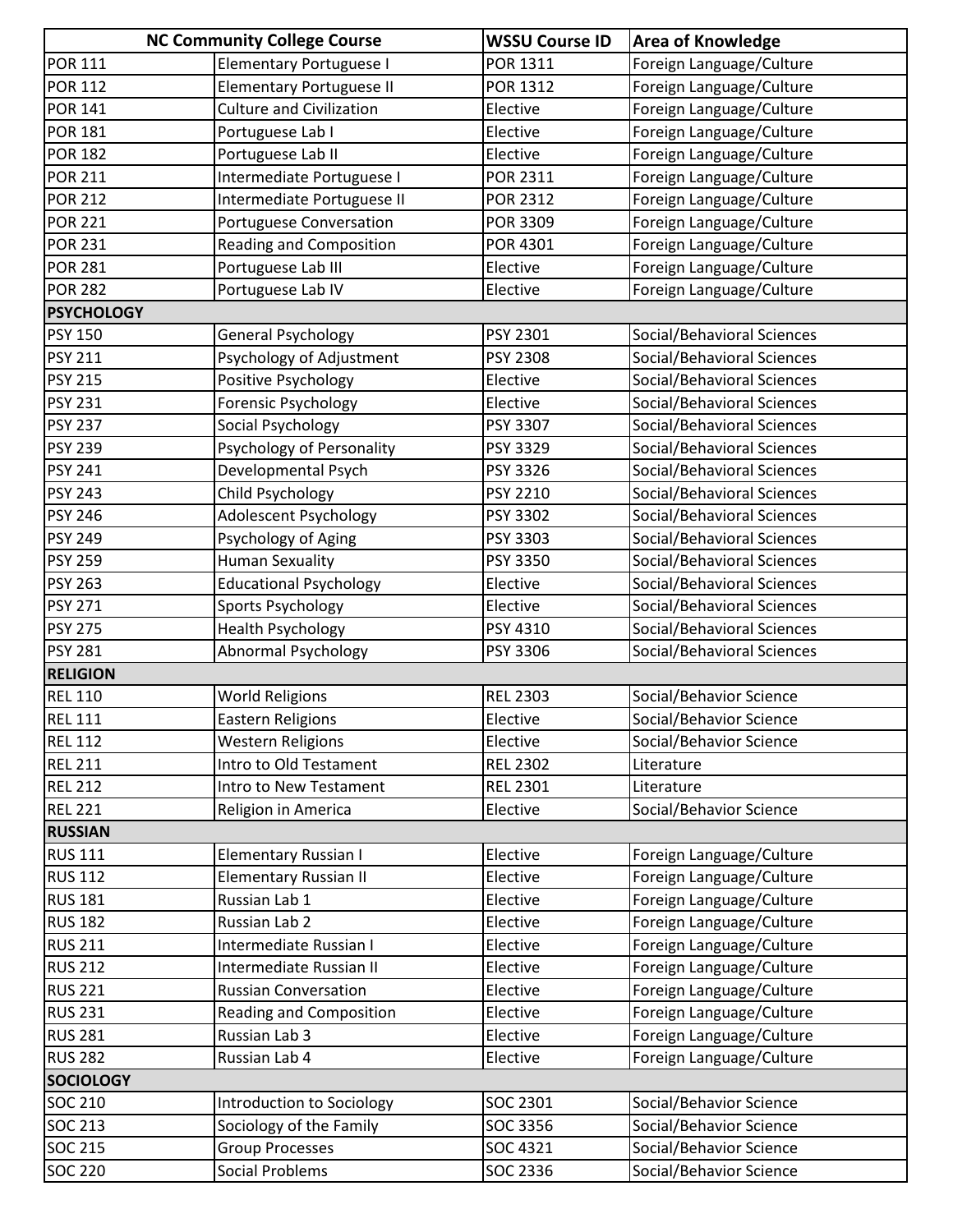| NC Community College Course | | WSSU Course ID | Area of Knowledge |
|---|---|---|---|
| POR 111 | Elementary Portuguese I | POR 1311 | Foreign Language/Culture |
| POR 112 | Elementary Portuguese II | POR 1312 | Foreign Language/Culture |
| POR 141 | Culture and Civilization | Elective | Foreign Language/Culture |
| POR 181 | Portuguese Lab I | Elective | Foreign Language/Culture |
| POR 182 | Portuguese Lab II | Elective | Foreign Language/Culture |
| POR 211 | Intermediate Portuguese I | POR 2311 | Foreign Language/Culture |
| POR 212 | Intermediate Portuguese II | POR 2312 | Foreign Language/Culture |
| POR 221 | Portuguese Conversation | POR 3309 | Foreign Language/Culture |
| POR 231 | Reading and Composition | POR 4301 | Foreign Language/Culture |
| POR 281 | Portuguese Lab III | Elective | Foreign Language/Culture |
| POR 282 | Portuguese Lab IV | Elective | Foreign Language/Culture |
| **PSYCHOLOGY** | | | |
| PSY 150 | General Psychology | PSY 2301 | Social/Behavioral Sciences |
| PSY 211 | Psychology of Adjustment | PSY 2308 | Social/Behavioral Sciences |
| PSY 215 | Positive Psychology | Elective | Social/Behavioral Sciences |
| PSY 231 | Forensic Psychology | Elective | Social/Behavioral Sciences |
| PSY 237 | Social Psychology | PSY 3307 | Social/Behavioral Sciences |
| PSY 239 | Psychology of Personality | PSY 3329 | Social/Behavioral Sciences |
| PSY 241 | Developmental Psych | PSY 3326 | Social/Behavioral Sciences |
| PSY 243 | Child Psychology | PSY 2210 | Social/Behavioral Sciences |
| PSY 246 | Adolescent Psychology | PSY 3302 | Social/Behavioral Sciences |
| PSY 249 | Psychology of Aging | PSY 3303 | Social/Behavioral Sciences |
| PSY 259 | Human Sexuality | PSY 3350 | Social/Behavioral Sciences |
| PSY 263 | Educational Psychology | Elective | Social/Behavioral Sciences |
| PSY 271 | Sports Psychology | Elective | Social/Behavioral Sciences |
| PSY 275 | Health Psychology | PSY 4310 | Social/Behavioral Sciences |
| PSY 281 | Abnormal Psychology | PSY 3306 | Social/Behavioral Sciences |
| **RELIGION** | | | |
| REL 110 | World Religions | REL 2303 | Social/Behavior Science |
| REL 111 | Eastern Religions | Elective | Social/Behavior Science |
| REL 112 | Western Religions | Elective | Social/Behavior Science |
| REL 211 | Intro to Old Testament | REL 2302 | Literature |
| REL 212 | Intro to New Testament | REL 2301 | Literature |
| REL 221 | Religion in America | Elective | Social/Behavior Science |
| **RUSSIAN** | | | |
| RUS 111 | Elementary Russian I | Elective | Foreign Language/Culture |
| RUS 112 | Elementary Russian II | Elective | Foreign Language/Culture |
| RUS 181 | Russian Lab 1 | Elective | Foreign Language/Culture |
| RUS 182 | Russian Lab 2 | Elective | Foreign Language/Culture |
| RUS 211 | Intermediate Russian I | Elective | Foreign Language/Culture |
| RUS 212 | Intermediate Russian II | Elective | Foreign Language/Culture |
| RUS 221 | Russian Conversation | Elective | Foreign Language/Culture |
| RUS 231 | Reading and Composition | Elective | Foreign Language/Culture |
| RUS 281 | Russian Lab 3 | Elective | Foreign Language/Culture |
| RUS 282 | Russian Lab 4 | Elective | Foreign Language/Culture |
| **SOCIOLOGY** | | | |
| SOC 210 | Introduction to Sociology | SOC 2301 | Social/Behavior Science |
| SOC 213 | Sociology of the Family | SOC 3356 | Social/Behavior Science |
| SOC 215 | Group Processes | SOC 4321 | Social/Behavior Science |
| SOC 220 | Social Problems | SOC 2336 | Social/Behavior Science |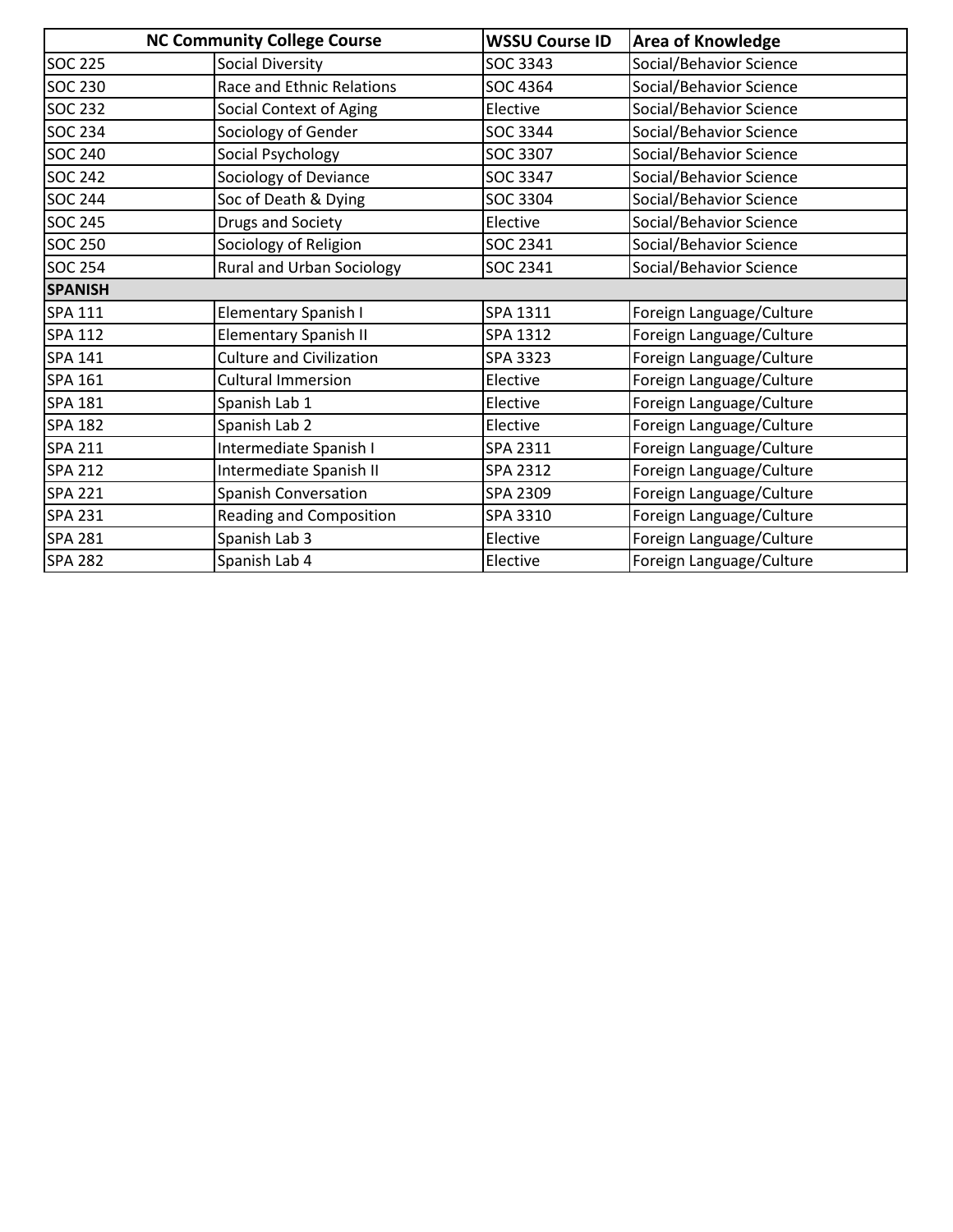| NC Community College Course | | WSSU Course ID | Area of Knowledge |
|---|---|---|---|
| SOC 225 | Social Diversity | SOC 3343 | Social/Behavior Science |
| SOC 230 | Race and Ethnic Relations | SOC 4364 | Social/Behavior Science |
| SOC 232 | Social Context of Aging | Elective | Social/Behavior Science |
| SOC 234 | Sociology of Gender | SOC 3344 | Social/Behavior Science |
| SOC 240 | Social Psychology | SOC 3307 | Social/Behavior Science |
| SOC 242 | Sociology of Deviance | SOC 3347 | Social/Behavior Science |
| SOC 244 | Soc of Death & Dying | SOC 3304 | Social/Behavior Science |
| SOC 245 | Drugs and Society | Elective | Social/Behavior Science |
| SOC 250 | Sociology of Religion | SOC 2341 | Social/Behavior Science |
| SOC 254 | Rural and Urban Sociology | SOC 2341 | Social/Behavior Science |
| **SPANISH** | | | |
| SPA 111 | Elementary Spanish I | SPA 1311 | Foreign Language/Culture |
| SPA 112 | Elementary Spanish II | SPA 1312 | Foreign Language/Culture |
| SPA 141 | Culture and Civilization | SPA 3323 | Foreign Language/Culture |
| SPA 161 | Cultural Immersion | Elective | Foreign Language/Culture |
| SPA 181 | Spanish Lab 1 | Elective | Foreign Language/Culture |
| SPA 182 | Spanish Lab 2 | Elective | Foreign Language/Culture |
| SPA 211 | Intermediate Spanish I | SPA 2311 | Foreign Language/Culture |
| SPA 212 | Intermediate Spanish II | SPA 2312 | Foreign Language/Culture |
| SPA 221 | Spanish Conversation | SPA 2309 | Foreign Language/Culture |
| SPA 231 | Reading and Composition | SPA 3310 | Foreign Language/Culture |
| SPA 281 | Spanish Lab 3 | Elective | Foreign Language/Culture |
| SPA 282 | Spanish Lab 4 | Elective | Foreign Language/Culture |